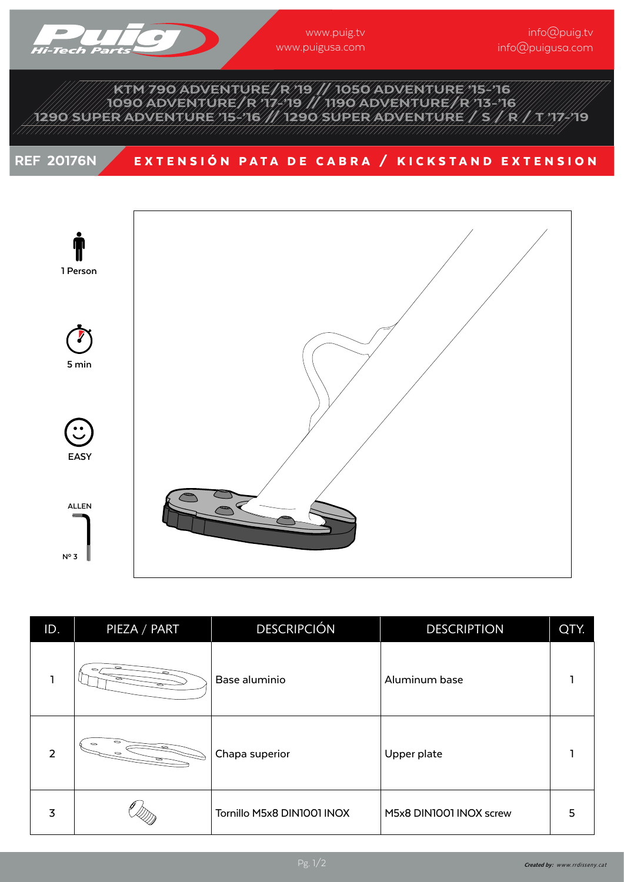Puig Hi-Tech Parts

www.puig.tv
www.puigusa.com

info@puig.tv
info@puigusa.com

# KTM 790 ADVENTURE/R '19 // 1050 ADVENTURE '15-'16
# 1090 ADVENTURE/R '17-'19 // 1190 ADVENTURE/R '13-'16
# 1290 SUPER ADVENTURE '15-'16 // 1290 SUPER ADVENTURE / S / R / T '17-'19

## REF 20176N — EXTENSIÓN PATA DE CABRA / KICKSTAND EXTENSION

1 Person

5 min

EASY

ALLEN
Nº 3

| ID. | PIEZA / PART | DESCRIPCIÓN | DESCRIPTION | QTY. |
| --- | --- | --- | --- | --- |
| 1 | | Base aluminio | Aluminum base | 1 |
| 2 | | Chapa superior | Upper plate | 1 |
| 3 | | Tornillo M5x8 DIN1001 INOX | M5x8 DIN1001 INOX screw | 5 |

*Created by: www.rrdisseny.cat*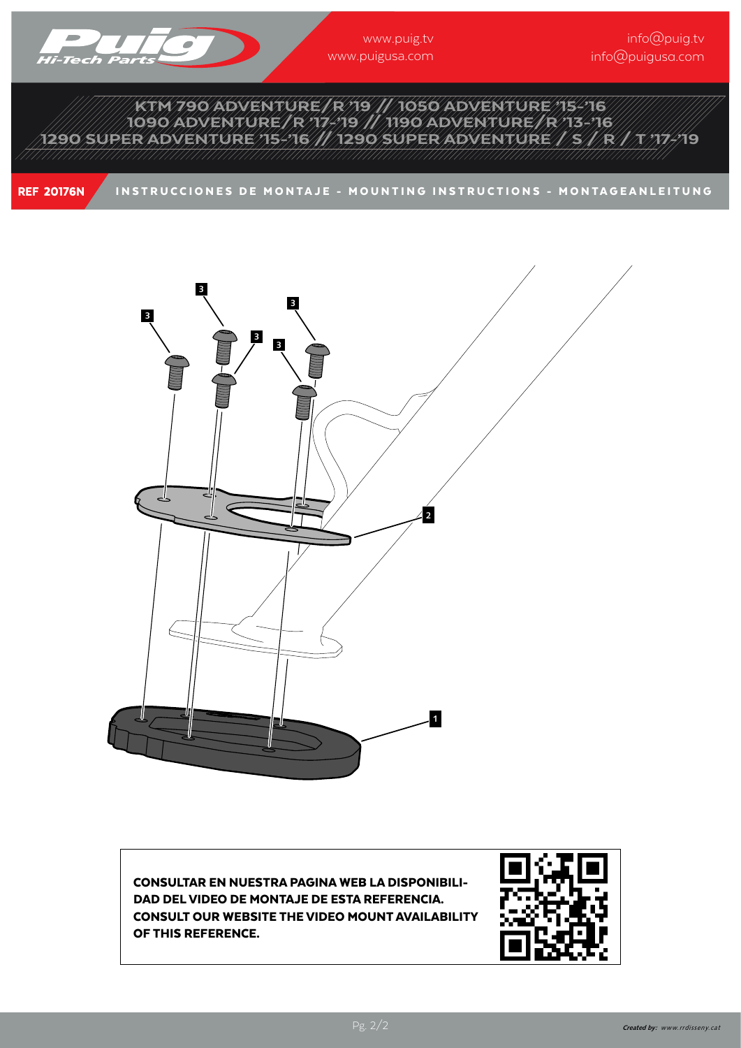www.puig.tv
www.puigusa.com

info@puig.tv
info@puigusa.com

# KTM 790 ADVENTURE/R '19 // 1050 ADVENTURE '15-'16 1090 ADVENTURE/R '17-'19 // 1190 ADVENTURE/R '13-'16 1290 SUPER ADVENTURE '15-'16 // 1290 SUPER ADVENTURE / S / R / T '17-'19

**REF 20176N** INSTRUCCIONES DE MONTAJE - MOUNTING INSTRUCTIONS - MONTAGEANLEITUNG

3
3
3
3
3
3
2
1

**CONSULTAR EN NUESTRA PAGINA WEB LA DISPONIBILIDAD DEL VIDEO DE MONTAJE DE ESTA REFERENCIA.**
**CONSULT OUR WEBSITE THE VIDEO MOUNT AVAILABILITY OF THIS REFERENCE.**

*Created by: www.rrdisseny.cat*